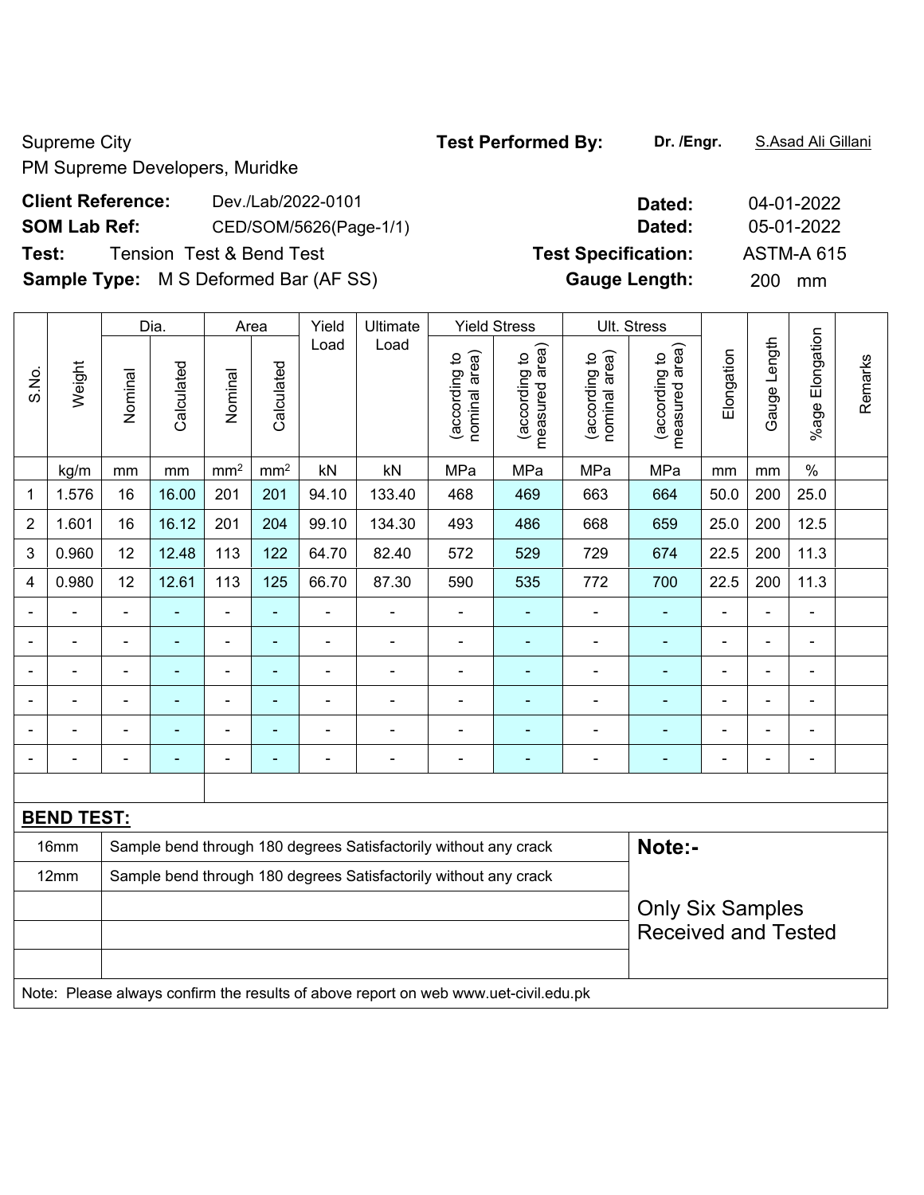Supreme City

PM Supreme Developers, Muridke

**Test Performed By:** **Dr. /Engr.** S.Asad Ali Gillani

**Client Reference:** Dev./Lab/2022-0101 **Dated:** 04-01-2022

**SOM Lab Ref:** CED/SOM/5626(Page-1/1) **Dated:** 05-01-2022

**Test:** Tension Test & Bend Test **Test Specification:** ASTM-A 615

**Sample Type:** M S Deformed Bar (AF SS) **Gauge Length:** 200 mm

| S.No. | Weight | Dia. | | Area | | Yield Load | Ultimate Load | Yield Stress | | Ult. Stress | | Elongation | Gauge Length | %age Elongation | Remarks |
|---|---|---|---|---|---|---|---|---|---|---|---|---|---|---|---|
| | | Nominal | Calculated | Nominal | Calculated | | | (according to nominal area) | (according to measured area) | (according to nominal area) | (according to measured area) | | | | |
| | kg/m | mm | mm | mm$^2$ | mm$^2$ | kN | kN | MPa | MPa | MPa | MPa | mm | mm | % | |
| 1 | 1.576 | 16 | 16.00 | 201 | 201 | 94.10 | 133.40 | 468 | 469 | 663 | 664 | 50.0 | 200 | 25.0 | |
| 2 | 1.601 | 16 | 16.12 | 201 | 204 | 99.10 | 134.30 | 493 | 486 | 668 | 659 | 25.0 | 200 | 12.5 | |
| 3 | 0.960 | 12 | 12.48 | 113 | 122 | 64.70 | 82.40 | 572 | 529 | 729 | 674 | 22.5 | 200 | 11.3 | |
| 4 | 0.980 | 12 | 12.61 | 113 | 125 | 66.70 | 87.30 | 590 | 535 | 772 | 700 | 22.5 | 200 | 11.3 | |
| - | - | - | - | - | - | - | - | - | - | - | - | - | - | - | |
| - | - | - | - | - | - | - | - | - | - | - | - | - | - | - | |
| - | - | - | - | - | - | - | - | - | - | - | - | - | - | - | |
| - | - | - | - | - | - | - | - | - | - | - | - | - | - | - | |
| - | - | - | - | - | - | - | - | - | - | - | - | - | - | - | |
| - | - | - | - | - | - | - | - | - | - | - | - | - | - | - | |

**BEND TEST:**

| | | |
|---|---|---|
| 16mm | Sample bend through 180 degrees Satisfactorily without any crack | **Note:-** |
| 12mm | Sample bend through 180 degrees Satisfactorily without any crack | Only Six Samples Received and Tested |

Note: Please always confirm the results of above report on web www.uet-civil.edu.pk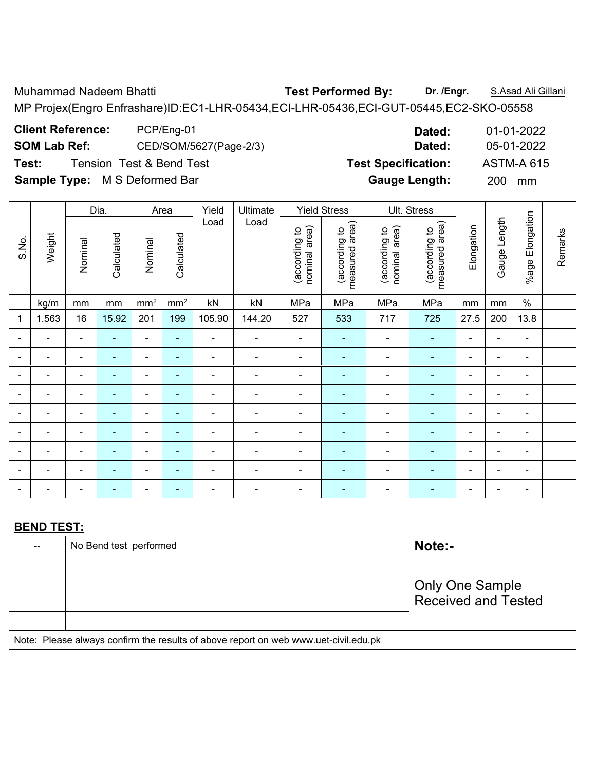Muhammad Nadeem Bhatti **Test Performed By:** **Dr. /Engr.** S.Asad Ali Gillani

MP Projex(Engro Enfrashare)ID:EC1-LHR-05434,ECI-LHR-05436,ECI-GUT-05445,EC2-SKO-05558

**Client Reference:** PCP/Eng-01 **Dated:** 01-01-2022

**SOM Lab Ref:** CED/SOM/5627(Page-2/3) **Dated:** 05-01-2022

**Test:** Tension Test & Bend Test **Test Specification:** ASTM-A 615

**Sample Type:** M S Deformed Bar **Gauge Length:** 200 mm

| S.No. | Weight | Dia. | | Area | | Yield Load | Ultimate Load | Yield Stress | | Ult. Stress | | Elongation | Gauge Length | %age Elongation | Remarks |
|---|---|---|---|---|---|---|---|---|---|---|---|---|---|---|---|
| | | Nominal | Calculated | Nominal | Calculated | | | (according to nominal area) | (according to measured area) | (according to nominal area) | (according to measured area) | | | | |
| | kg/m | mm | mm | mm² | mm² | kN | kN | MPa | MPa | MPa | MPa | mm | mm | % | |
| 1 | 1.563 | 16 | 15.92 | 201 | 199 | 105.90 | 144.20 | 527 | 533 | 717 | 725 | 27.5 | 200 | 13.8 | |
| - | - | - | - | - | - | - | - | - | - | - | - | - | - | - | |
| - | - | - | - | - | - | - | - | - | - | - | - | - | - | - | |
| - | - | - | - | - | - | - | - | - | - | - | - | - | - | - | |
| - | - | - | - | - | - | - | - | - | - | - | - | - | - | - | |
| - | - | - | - | - | - | - | - | - | - | - | - | - | - | - | |
| - | - | - | - | - | - | - | - | - | - | - | - | - | - | - | |
| - | - | - | - | - | - | - | - | - | - | - | - | - | - | - | |
| - | - | - | - | - | - | - | - | - | - | - | - | - | - | - | |
| - | - | - | - | - | - | - | - | - | - | - | - | - | - | - | |

**BEND TEST:**

| -- | No Bend test performed | **Note:-** |
|---|---|---|
| | | Only One Sample Received and Tested |

Note: Please always confirm the results of above report on web www.uet-civil.edu.pk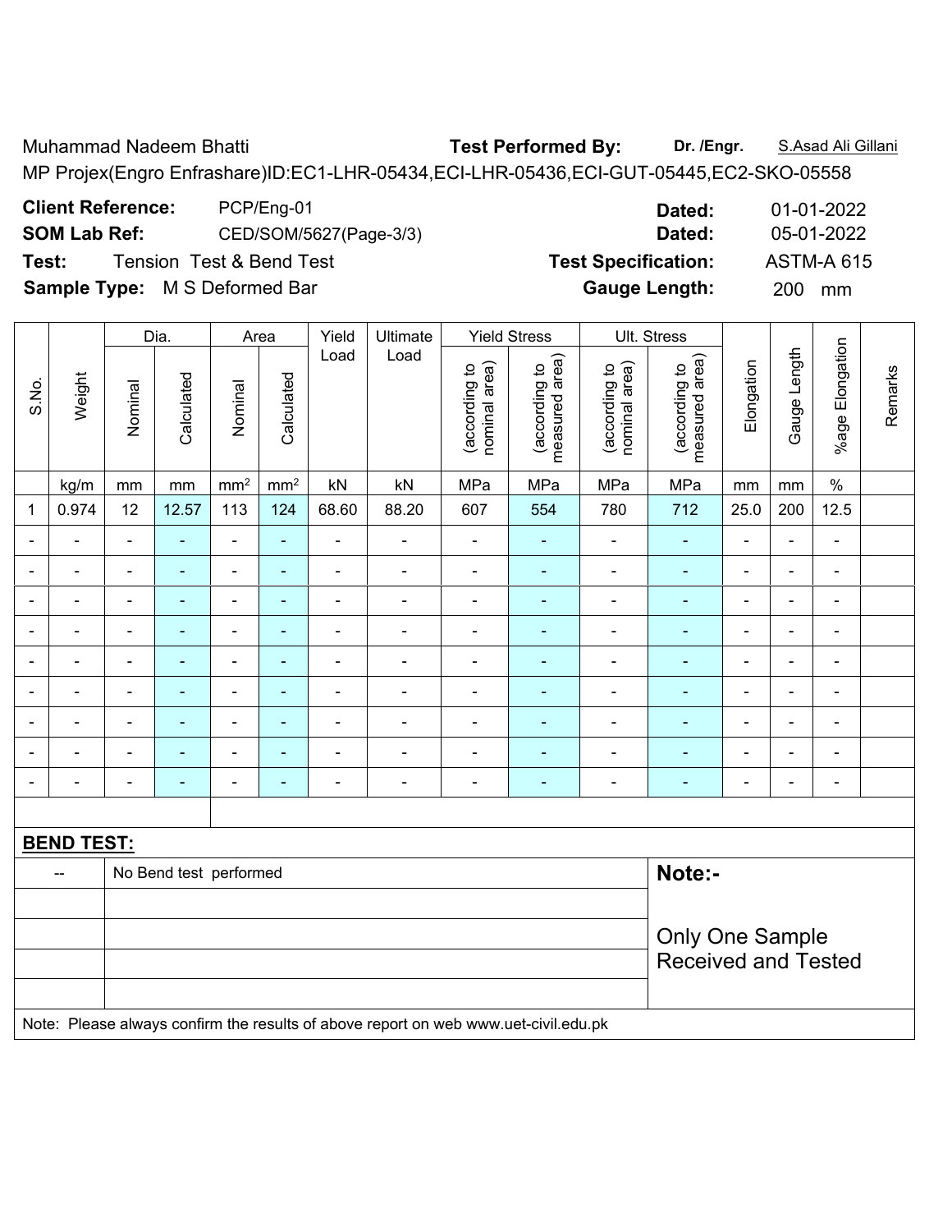Muhammad Nadeem Bhatti **Test Performed By:** **Dr. /Engr.** S.Asad Ali Gillani

MP Projex(Engro Enfrashare)ID:EC1-LHR-05434,ECI-LHR-05436,ECI-GUT-05445,EC2-SKO-05558

**Client Reference:** PCP/Eng-01 **Dated:** 01-01-2022

**SOM Lab Ref:** CED/SOM/5627(Page-3/3) **Dated:** 05-01-2022

**Test:** Tension Test & Bend Test **Test Specification:** ASTM-A 615

**Sample Type:** M S Deformed Bar **Gauge Length:** 200 mm

| S.No. | Weight | Dia. | | Area | | Yield Load | Ultimate Load | Yield Stress | | Ult. Stress | | Elongation | Gauge Length | %age Elongation | Remarks |
|---|---|---|---|---|---|---|---|---|---|---|---|---|---|---|---|
| | | Nominal | Calculated | Nominal | Calculated | | | (according to nominal area) | (according to measured area) | (according to nominal area) | (according to measured area) | | | | |
| | kg/m | mm | mm | mm² | mm² | kN | kN | MPa | MPa | MPa | MPa | mm | mm | % | |
| 1 | 0.974 | 12 | 12.57 | 113 | 124 | 68.60 | 88.20 | 607 | 554 | 780 | 712 | 25.0 | 200 | 12.5 | |
| - | - | - | - | - | - | - | - | - | - | - | - | - | - | - | |
| - | - | - | - | - | - | - | - | - | - | - | - | - | - | - | |
| - | - | - | - | - | - | - | - | - | - | - | - | - | - | - | |
| - | - | - | - | - | - | - | - | - | - | - | - | - | - | - | |
| - | - | - | - | - | - | - | - | - | - | - | - | - | - | - | |
| - | - | - | - | - | - | - | - | - | - | - | - | - | - | - | |
| - | - | - | - | - | - | - | - | - | - | - | - | - | - | - | |
| - | - | - | - | - | - | - | - | - | - | - | - | - | - | - | |
| - | - | - | - | - | - | - | - | - | - | - | - | - | - | - | |

**BEND TEST:**

| | | |
|---|---|---|
| -- | No Bend test performed | **Note:-** |
| | | Only One Sample Received and Tested |

Note: Please always confirm the results of above report on web www.uet-civil.edu.pk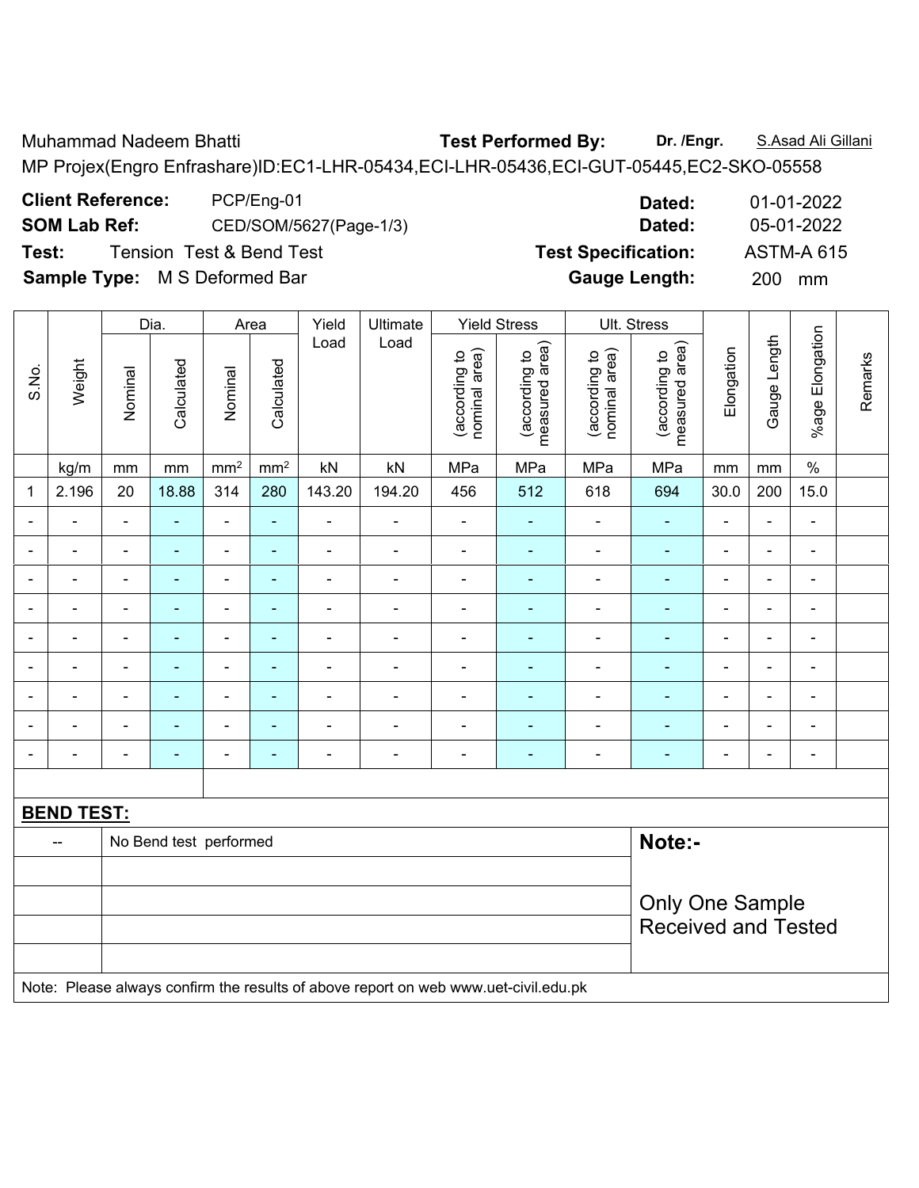Muhammad Nadeem Bhatti **Test Performed By:** **Dr. /Engr.** S.Asad Ali Gillani

MP Projex(Engro Enfrashare)ID:EC1-LHR-05434,ECI-LHR-05436,ECI-GUT-05445,EC2-SKO-05558

**Client Reference:** PCP/Eng-01 **Dated:** 01-01-2022

**SOM Lab Ref:** CED/SOM/5627(Page-1/3) **Dated:** 05-01-2022

**Test:** Tension Test & Bend Test **Test Specification:** ASTM-A 615

**Sample Type:** M S Deformed Bar **Gauge Length:** 200 mm

| S.No. | Weight | Dia. | | Area | | Yield Load | Ultimate Load | Yield Stress | | Ult. Stress | | Elongation | Gauge Length | %age Elongation | Remarks |
|---|---|---|---|---|---|---|---|---|---|---|---|---|---|---|---|
| | | Nominal | Calculated | Nominal | Calculated | | | (according to nominal area) | (according to measured area) | (according to nominal area) | (according to measured area) | | | | |
| | kg/m | mm | mm | mm² | mm² | kN | kN | MPa | MPa | MPa | MPa | mm | mm | % | |
| 1 | 2.196 | 20 | 18.88 | 314 | 280 | 143.20 | 194.20 | 456 | 512 | 618 | 694 | 30.0 | 200 | 15.0 | |
| - | - | - | - | - | - | - | - | - | - | - | - | - | - | - | |
| - | - | - | - | - | - | - | - | - | - | - | - | - | - | - | |
| - | - | - | - | - | - | - | - | - | - | - | - | - | - | - | |
| - | - | - | - | - | - | - | - | - | - | - | - | - | - | - | |
| - | - | - | - | - | - | - | - | - | - | - | - | - | - | - | |
| - | - | - | - | - | - | - | - | - | - | - | - | - | - | - | |
| - | - | - | - | - | - | - | - | - | - | - | - | - | - | - | |
| - | - | - | - | - | - | - | - | - | - | - | - | - | - | - | |
| - | - | - | - | - | - | - | - | - | - | - | - | - | - | - | |

**BEND TEST:**

| | | |
|---|---|---|
| -- | No Bend test performed | **Note:-** |
| | | Only One Sample Received and Tested |

Note: Please always confirm the results of above report on web www.uet-civil.edu.pk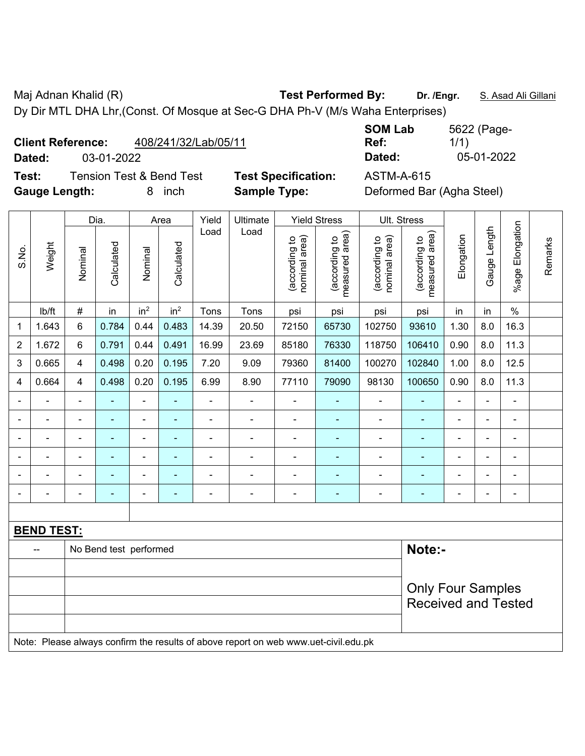Maj Adnan Khalid (R) **Test Performed By:** **Dr. /Engr.** S. Asad Ali Gillani

Dy Dir MTL DHA Lhr,(Const. Of Mosque at Sec-G DHA Ph-V (M/s Waha Enterprises)

**Client Reference:** 408/241/32/Lab/05/11 **SOM Lab Ref:** 5622 (Page-1/1)

**Dated:** 03-01-2022 **Dated:** 05-01-2022

**Test:** Tension Test & Bend Test **Test Specification:** ASTM-A-615

**Gauge Length:** 8 inch **Sample Type:** Deformed Bar (Agha Steel)

| S.No. | Weight | Dia. | | Area | | Yield Load | Ultimate Load | Yield Stress | | Ult. Stress | | Elongation | Gauge Length | %age Elongation | Remarks |
|---|---|---|---|---|---|---|---|---|---|---|---|---|---|---|---|
| | | Nominal | Calculated | Nominal | Calculated | | | (according to nominal area) | (according to measured area) | (according to nominal area) | (according to measured area) | | | | |
| | lb/ft | # | in | $in^2$ | $in^2$ | Tons | Tons | psi | psi | psi | psi | in | in | % | |
| 1 | 1.643 | 6 | 0.784 | 0.44 | 0.483 | 14.39 | 20.50 | 72150 | 65730 | 102750 | 93610 | 1.30 | 8.0 | 16.3 | |
| 2 | 1.672 | 6 | 0.791 | 0.44 | 0.491 | 16.99 | 23.69 | 85180 | 76330 | 118750 | 106410 | 0.90 | 8.0 | 11.3 | |
| 3 | 0.665 | 4 | 0.498 | 0.20 | 0.195 | 7.20 | 9.09 | 79360 | 81400 | 100270 | 102840 | 1.00 | 8.0 | 12.5 | |
| 4 | 0.664 | 4 | 0.498 | 0.20 | 0.195 | 6.99 | 8.90 | 77110 | 79090 | 98130 | 100650 | 0.90 | 8.0 | 11.3 | |
| - | - | - | - | - | - | - | - | - | - | - | - | - | - | - | |
| - | - | - | - | - | - | - | - | - | - | - | - | - | - | - | |
| - | - | - | - | - | - | - | - | - | - | - | - | - | - | - | |
| - | - | - | - | - | - | - | - | - | - | - | - | - | - | - | |
| - | - | - | - | - | - | - | - | - | - | - | - | - | - | - | |
| - | - | - | - | - | - | - | - | - | - | - | - | - | - | - | |

**BEND TEST:**

| -- | No Bend test performed | **Note:-** |
|---|---|---|
| | | Only Four Samples Received and Tested |

Note: Please always confirm the results of above report on web www.uet-civil.edu.pk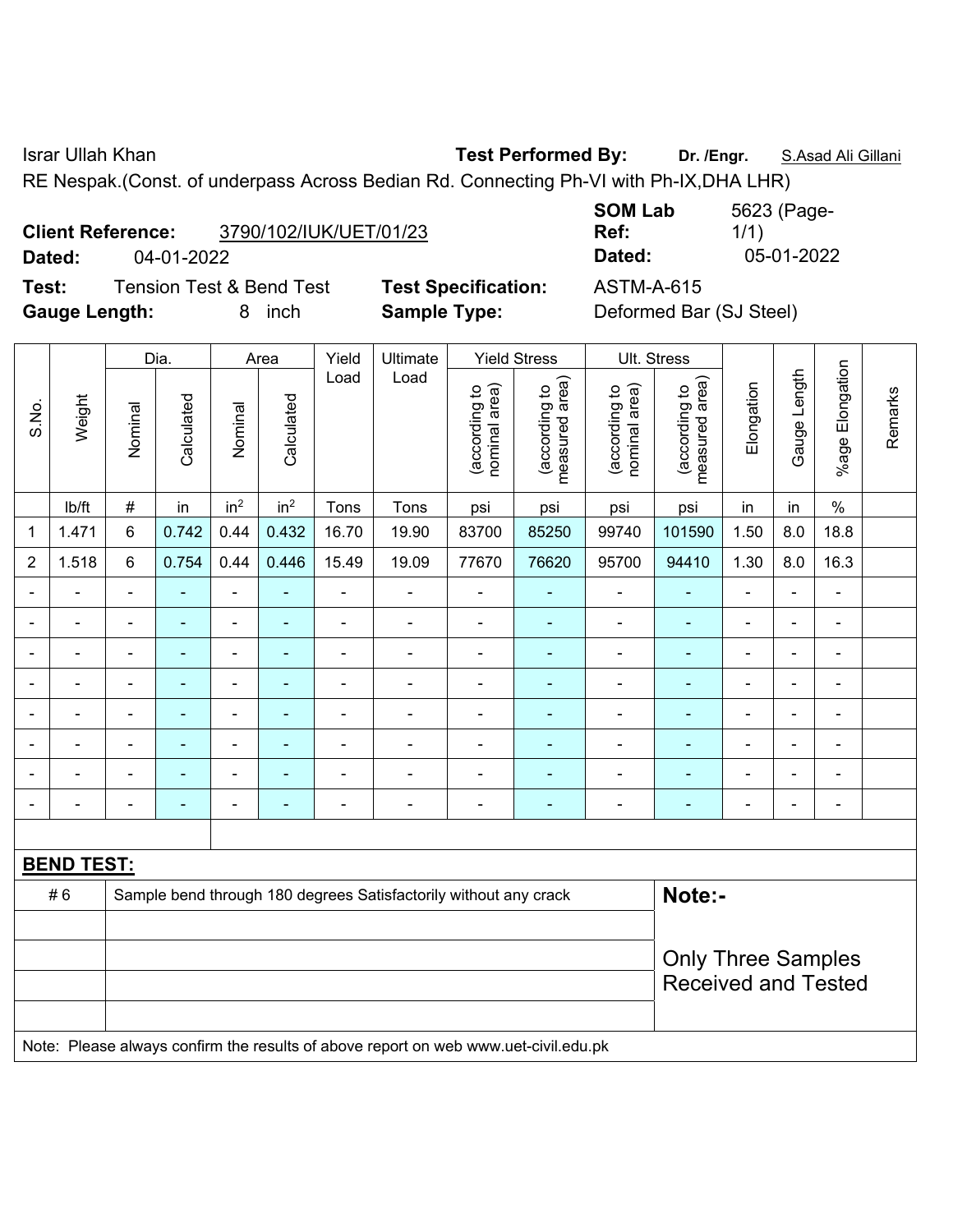Israr Ullah Khan **Test Performed By:** **Dr. /Engr.** S.Asad Ali Gillani

RE Nespak.(Const. of underpass Across Bedian Rd. Connecting Ph-VI with Ph-IX,DHA LHR)

**Client Reference:** 3790/102/IUK/UET/01/23 **SOM Lab Ref:** 5623 (Page-1/1)

**Dated:** 04-01-2022 **Dated:** 05-01-2022

**Test:** Tension Test & Bend Test **Test Specification:** ASTM-A-615

**Gauge Length:** 8 inch **Sample Type:** Deformed Bar (SJ Steel)

| S.No. | Weight | Dia. | | Area | | Yield Load | Ultimate Load | Yield Stress | | Ult. Stress | | Elongation | Gauge Length | %age Elongation | Remarks |
|---|---|---|---|---|---|---|---|---|---|---|---|---|---|---|---|
| | | Nominal | Calculated | Nominal | Calculated | | | (according to nominal area) | (according to measured area) | (according to nominal area) | (according to measured area) | | | | |
| | lb/ft | # | in | $in^2$ | $in^2$ | Tons | Tons | psi | psi | psi | psi | in | in | % | |
| 1 | 1.471 | 6 | 0.742 | 0.44 | 0.432 | 16.70 | 19.90 | 83700 | 85250 | 99740 | 101590 | 1.50 | 8.0 | 18.8 | |
| 2 | 1.518 | 6 | 0.754 | 0.44 | 0.446 | 15.49 | 19.09 | 77670 | 76620 | 95700 | 94410 | 1.30 | 8.0 | 16.3 | |
| - | - | - | - | - | - | - | - | - | - | - | - | - | - | - | |
| - | - | - | - | - | - | - | - | - | - | - | - | - | - | - | |
| - | - | - | - | - | - | - | - | - | - | - | - | - | - | - | |
| - | - | - | - | - | - | - | - | - | - | - | - | - | - | - | |
| - | - | - | - | - | - | - | - | - | - | - | - | - | - | - | |
| - | - | - | - | - | - | - | - | - | - | - | - | - | - | - | |
| - | - | - | - | - | - | - | - | - | - | - | - | - | - | - | |
| - | - | - | - | - | - | - | - | - | - | - | - | - | - | - | |

**BEND TEST:**

| # 6 | Sample bend through 180 degrees Satisfactorily without any crack |
|---|---|

**Note:-**

Only Three Samples Received and Tested

Note: Please always confirm the results of above report on web www.uet-civil.edu.pk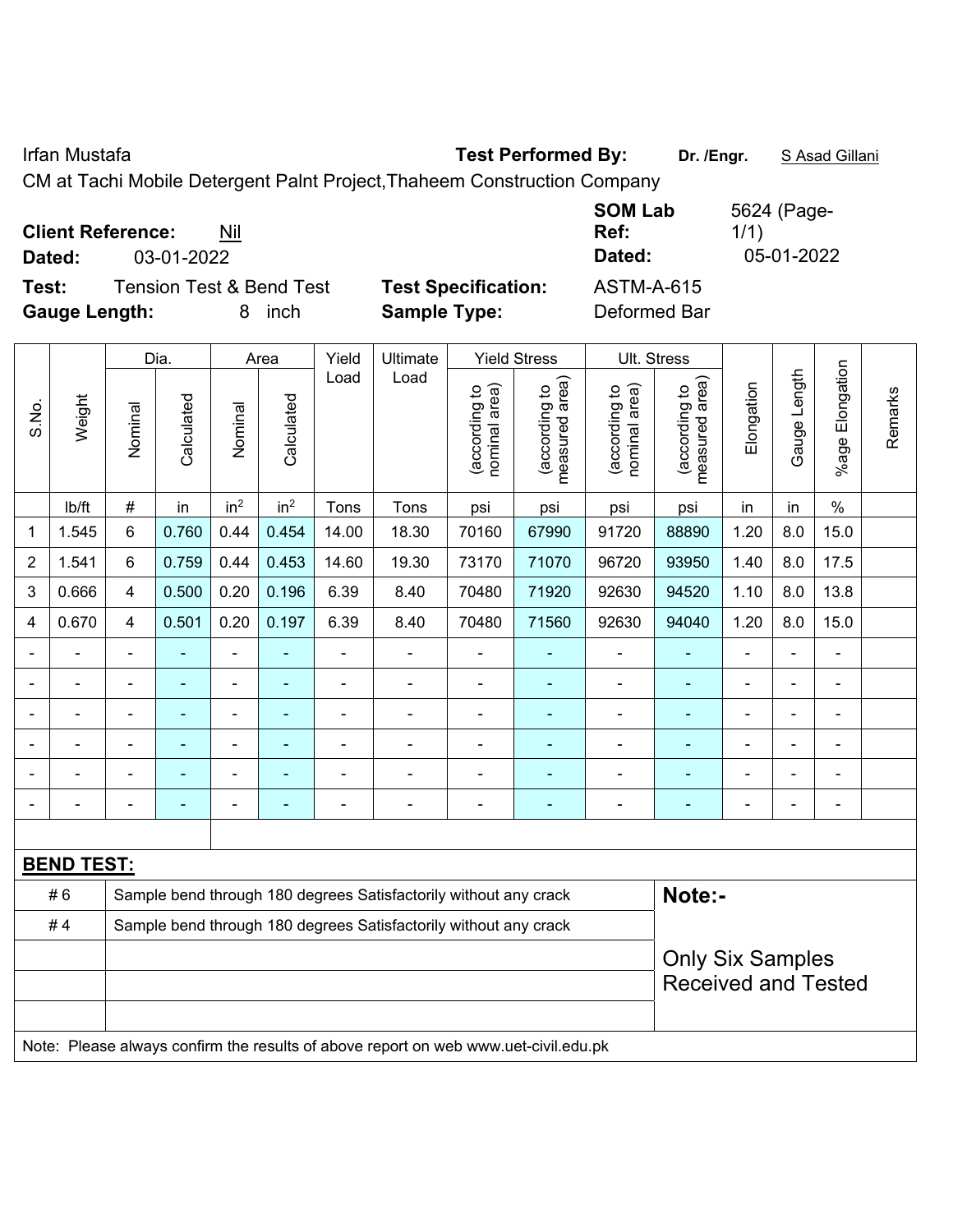Irfan Mustafa **Test Performed By:** **Dr. /Engr.** S Asad Gillani

CM at Tachi Mobile Detergent Palnt Project,Thaheem Construction Company

**Client Reference:** Nil **SOM Lab Ref:** 5624 (Page-1/1)

**Dated:** 03-01-2022 **Dated:** 05-01-2022

**Test:** Tension Test & Bend Test **Test Specification:** ASTM-A-615

**Gauge Length:** 8 inch **Sample Type:** Deformed Bar

| S.No. | Weight | Dia. | | Area | | Yield Load | Ultimate Load | Yield Stress | | Ult. Stress | | Elongation | Gauge Length | %age Elongation | Remarks |
|---|---|---|---|---|---|---|---|---|---|---|---|---|---|---|---|
| | | Nominal | Calculated | Nominal | Calculated | | | (according to nominal area) | (according to measured area) | (according to nominal area) | (according to measured area) | | | | |
| | lb/ft | # | in | in² | in² | Tons | Tons | psi | psi | psi | psi | in | in | % | |
| 1 | 1.545 | 6 | 0.760 | 0.44 | 0.454 | 14.00 | 18.30 | 70160 | 67990 | 91720 | 88890 | 1.20 | 8.0 | 15.0 | |
| 2 | 1.541 | 6 | 0.759 | 0.44 | 0.453 | 14.60 | 19.30 | 73170 | 71070 | 96720 | 93950 | 1.40 | 8.0 | 17.5 | |
| 3 | 0.666 | 4 | 0.500 | 0.20 | 0.196 | 6.39 | 8.40 | 70480 | 71920 | 92630 | 94520 | 1.10 | 8.0 | 13.8 | |
| 4 | 0.670 | 4 | 0.501 | 0.20 | 0.197 | 6.39 | 8.40 | 70480 | 71560 | 92630 | 94040 | 1.20 | 8.0 | 15.0 | |
| - | - | - | - | - | - | - | - | - | - | - | - | - | - | - | |
| - | - | - | - | - | - | - | - | - | - | - | - | - | - | - | |
| - | - | - | - | - | - | - | - | - | - | - | - | - | - | - | |
| - | - | - | - | - | - | - | - | - | - | - | - | - | - | - | |
| - | - | - | - | - | - | - | - | - | - | - | - | - | - | - | |
| - | - | - | - | - | - | - | - | - | - | - | - | - | - | - | |

**BEND TEST:**

| | |
|---|---|
| # 6 | Sample bend through 180 degrees Satisfactorily without any crack |
| # 4 | Sample bend through 180 degrees Satisfactorily without any crack |

**Note:-**

Only Six Samples Received and Tested

Note: Please always confirm the results of above report on web www.uet-civil.edu.pk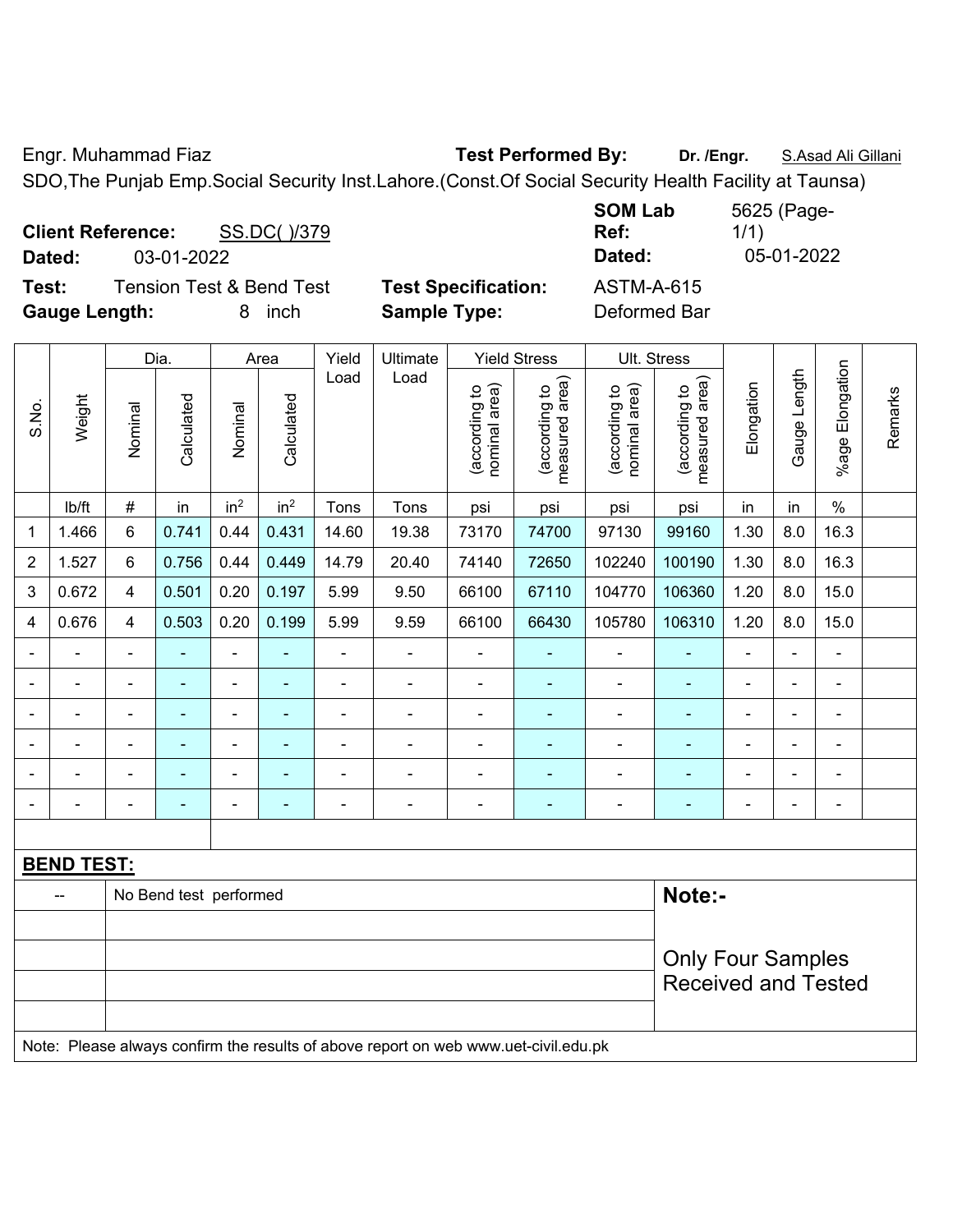Engr. Muhammad Fiaz **Test Performed By:** **Dr. /Engr.** S.Asad Ali Gillani

SDO,The Punjab Emp.Social Security Inst.Lahore.(Const.Of Social Security Health Facility at Taunsa)

**Client Reference:** SS.DC( )/379 **SOM Lab Ref:** 5625 (Page-1/1)

**Dated:** 03-01-2022 **Dated:** 05-01-2022

**Test:** Tension Test & Bend Test **Test Specification:** ASTM-A-615

**Gauge Length:** 8 inch **Sample Type:** Deformed Bar

| S.No. | Weight | Dia. | | Area | | Yield Load | Ultimate Load | Yield Stress | | Ult. Stress | | Elongation | Gauge Length | %age Elongation | Remarks |
|---|---|---|---|---|---|---|---|---|---|---|---|---|---|---|---|
| | | Nominal | Calculated | Nominal | Calculated | | | (according to nominal area) | (according to measured area) | (according to nominal area) | (according to measured area) | | | | |
| | lb/ft | # | in | in² | in² | Tons | Tons | psi | psi | psi | psi | in | in | % | |
| 1 | 1.466 | 6 | 0.741 | 0.44 | 0.431 | 14.60 | 19.38 | 73170 | 74700 | 97130 | 99160 | 1.30 | 8.0 | 16.3 | |
| 2 | 1.527 | 6 | 0.756 | 0.44 | 0.449 | 14.79 | 20.40 | 74140 | 72650 | 102240 | 100190 | 1.30 | 8.0 | 16.3 | |
| 3 | 0.672 | 4 | 0.501 | 0.20 | 0.197 | 5.99 | 9.50 | 66100 | 67110 | 104770 | 106360 | 1.20 | 8.0 | 15.0 | |
| 4 | 0.676 | 4 | 0.503 | 0.20 | 0.199 | 5.99 | 9.59 | 66100 | 66430 | 105780 | 106310 | 1.20 | 8.0 | 15.0 | |
| - | - | - | - | - | - | - | - | - | - | - | - | - | - | - | |
| - | - | - | - | - | - | - | - | - | - | - | - | - | - | - | |
| - | - | - | - | - | - | - | - | - | - | - | - | - | - | - | |
| - | - | - | - | - | - | - | - | - | - | - | - | - | - | - | |
| - | - | - | - | - | - | - | - | - | - | - | - | - | - | - | |
| - | - | - | - | - | - | - | - | - | - | - | - | - | - | - | |

**BEND TEST:**

| -- | No Bend test performed | **Note:-** Only Four Samples Received and Tested |
|---|---|---|

Note: Please always confirm the results of above report on web www.uet-civil.edu.pk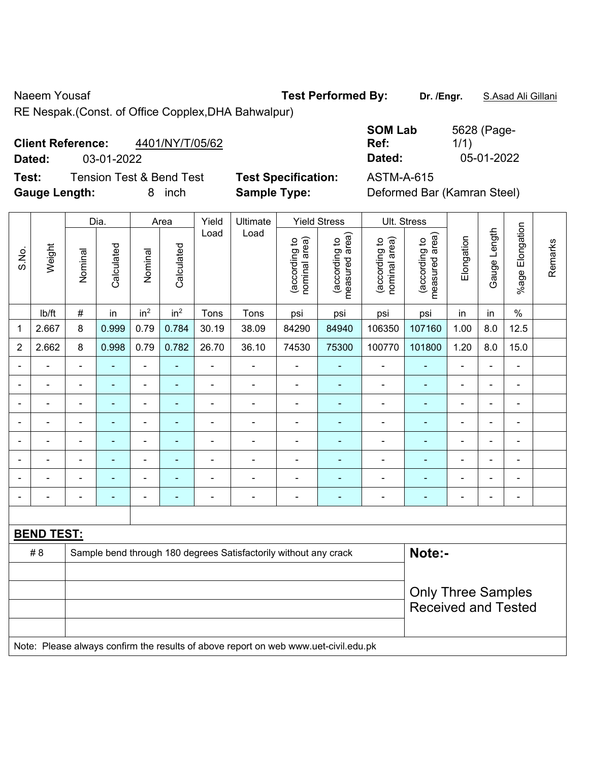Naeem Yousaf

RE Nespak.(Const. of Office Copplex,DHA Bahwalpur)

**Test Performed By:** **Dr. /Engr.** S.Asad Ali Gillani

**Client Reference:** 4401/NY/T/05/62

**Dated:** 03-01-2022

**SOM Lab Ref:** 5628 (Page-1/1)

**Dated:** 05-01-2022

**Test:** Tension Test & Bend Test

**Gauge Length:** 8 inch

**Test Specification:** ASTM-A-615

**Sample Type:** Deformed Bar (Kamran Steel)

| S.No. | Weight | Dia. | | Area | | Yield Load | Ultimate Load | Yield Stress | | Ult. Stress | | Elongation | Gauge Length | %age Elongation | Remarks |
|---|---|---|---|---|---|---|---|---|---|---|---|---|---|---|---|
| | | Nominal | Calculated | Nominal | Calculated | | | (according to nominal area) | (according to measured area) | (according to nominal area) | (according to measured area) | | | | |
| | lb/ft | # | in | in$^2$ | in$^2$ | Tons | Tons | psi | psi | psi | psi | in | in | % | |
| 1 | 2.667 | 8 | 0.999 | 0.79 | 0.784 | 30.19 | 38.09 | 84290 | 84940 | 106350 | 107160 | 1.00 | 8.0 | 12.5 | |
| 2 | 2.662 | 8 | 0.998 | 0.79 | 0.782 | 26.70 | 36.10 | 74530 | 75300 | 100770 | 101800 | 1.20 | 8.0 | 15.0 | |
| - | - | - | - | - | - | - | - | - | - | - | - | - | - | - | |
| - | - | - | - | - | - | - | - | - | - | - | - | - | - | - | |
| - | - | - | - | - | - | - | - | - | - | - | - | - | - | - | |
| - | - | - | - | - | - | - | - | - | - | - | - | - | - | - | |
| - | - | - | - | - | - | - | - | - | - | - | - | - | - | - | |
| - | - | - | - | - | - | - | - | - | - | - | - | - | - | - | |
| - | - | - | - | - | - | - | - | - | - | - | - | - | - | - | |
| - | - | - | - | - | - | - | - | - | - | - | - | - | - | - | |

**BEND TEST:**

| | |
|---|---|
| # 8 | Sample bend through 180 degrees Satisfactorily without any crack |

**Note:-**

Only Three Samples Received and Tested

Note: Please always confirm the results of above report on web www.uet-civil.edu.pk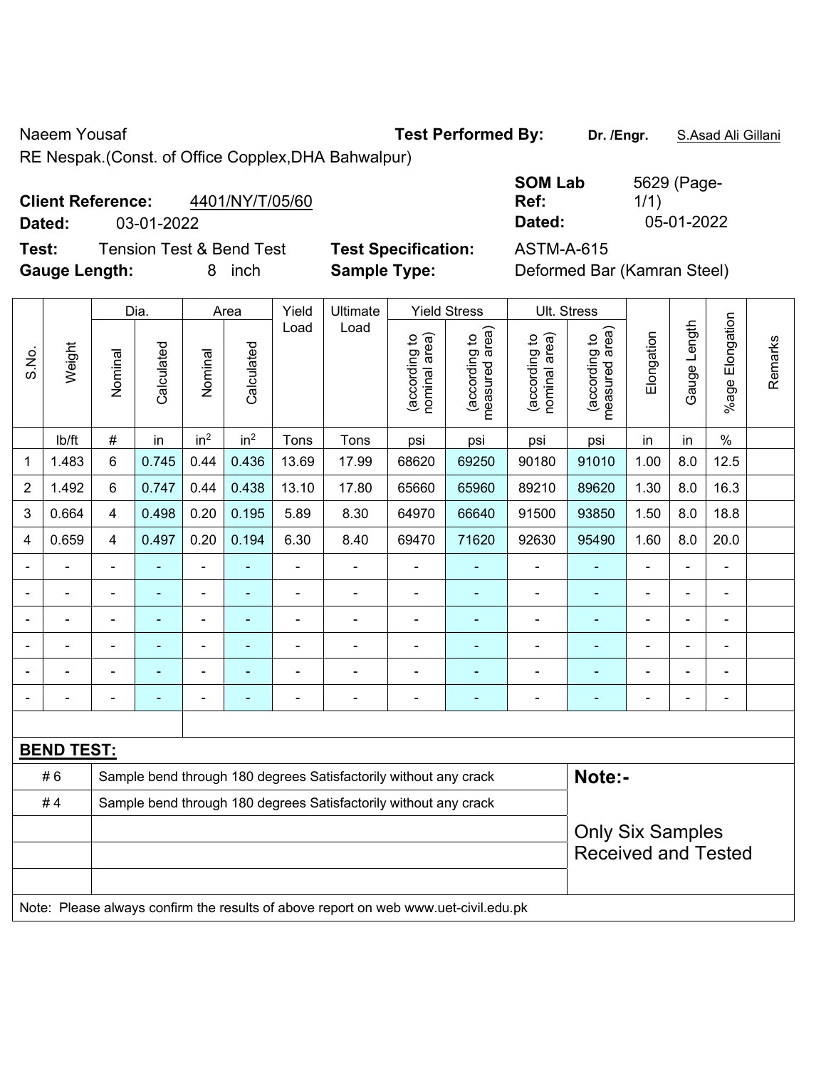Naeem Yousaf

RE Nespak.(Const. of Office Copplex,DHA Bahwalpur)

**Test Performed By:** **Dr. /Engr.** S.Asad Ali Gillani

**Client Reference:** 4401/NY/T/05/60

**Dated:** 03-01-2022

**SOM Lab Ref:** 5629 (Page-1/1)

**Dated:** 05-01-2022

**Test:** Tension Test & Bend Test

**Test Specification:** ASTM-A-615

**Gauge Length:** 8 inch

**Sample Type:** Deformed Bar (Kamran Steel)

| S.No. | Weight | Dia. | | Area | | Yield Load | Ultimate Load | Yield Stress | | Ult. Stress | | Elongation | Gauge Length | %age Elongation | Remarks |
|---|---|---|---|---|---|---|---|---|---|---|---|---|---|---|---|
| | | Nominal | Calculated | Nominal | Calculated | | | (according to nominal area) | (according to measured area) | (according to nominal area) | (according to measured area) | | | | |
| | lb/ft | # | in | in² | in² | Tons | Tons | psi | psi | psi | psi | in | in | % | |
| 1 | 1.483 | 6 | 0.745 | 0.44 | 0.436 | 13.69 | 17.99 | 68620 | 69250 | 90180 | 91010 | 1.00 | 8.0 | 12.5 | |
| 2 | 1.492 | 6 | 0.747 | 0.44 | 0.438 | 13.10 | 17.80 | 65660 | 65960 | 89210 | 89620 | 1.30 | 8.0 | 16.3 | |
| 3 | 0.664 | 4 | 0.498 | 0.20 | 0.195 | 5.89 | 8.30 | 64970 | 66640 | 91500 | 93850 | 1.50 | 8.0 | 18.8 | |
| 4 | 0.659 | 4 | 0.497 | 0.20 | 0.194 | 6.30 | 8.40 | 69470 | 71620 | 92630 | 95490 | 1.60 | 8.0 | 20.0 | |
| - | - | - | - | - | - | - | - | - | - | - | - | - | - | - | |
| - | - | - | - | - | - | - | - | - | - | - | - | - | - | - | |
| - | - | - | - | - | - | - | - | - | - | - | - | - | - | - | |
| - | - | - | - | - | - | - | - | - | - | - | - | - | - | - | |
| - | - | - | - | - | - | - | - | - | - | - | - | - | - | - | |
| - | - | - | - | - | - | - | - | - | - | - | - | - | - | - | |

**BEND TEST:**

| | | |
|---|---|---|
| # 6 | Sample bend through 180 degrees Satisfactorily without any crack | **Note:-** |
| # 4 | Sample bend through 180 degrees Satisfactorily without any crack | |
| | | Only Six Samples Received and Tested |

Note: Please always confirm the results of above report on web www.uet-civil.edu.pk